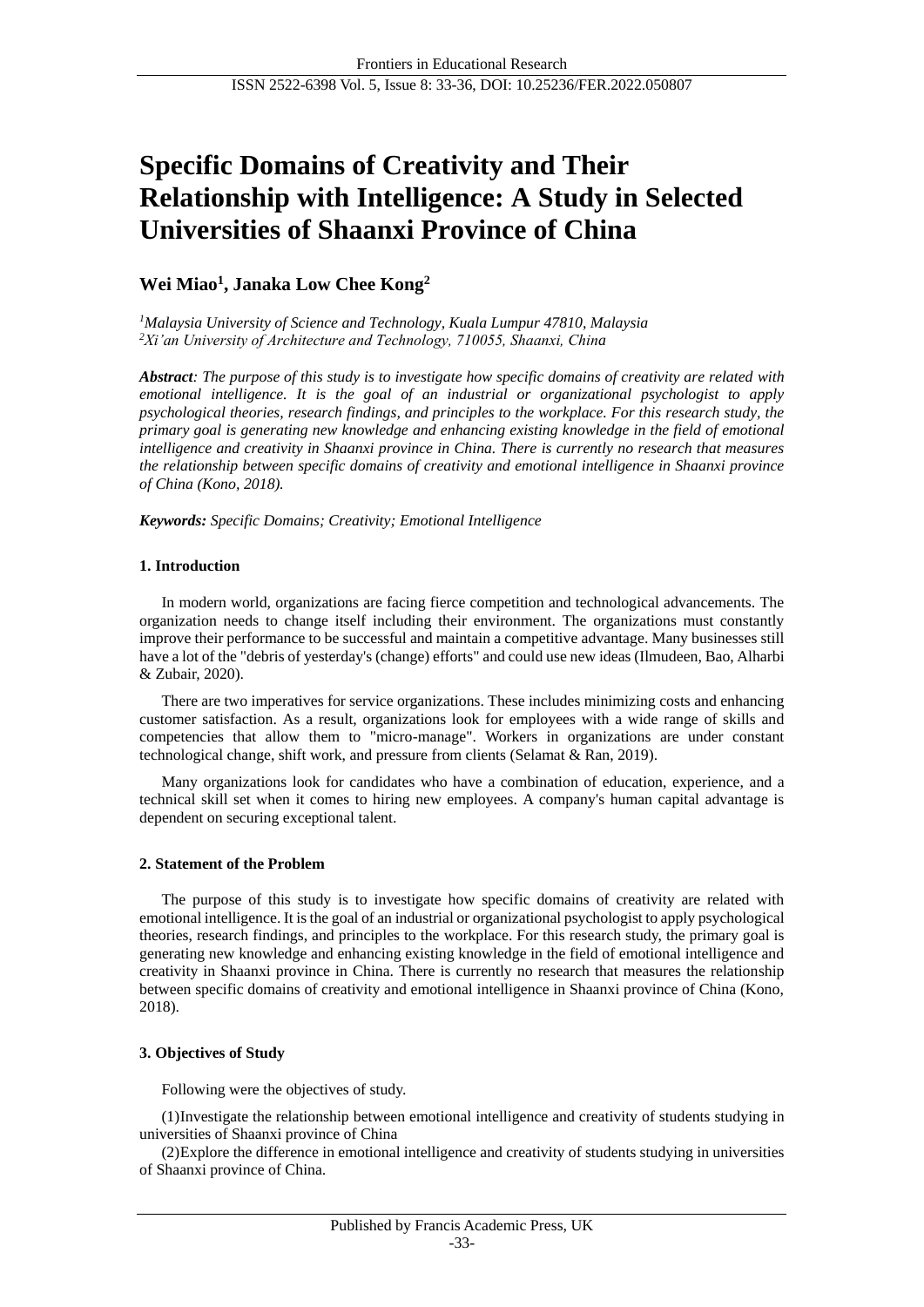# Specific Domains of Creativity and Their Relationship with Intelligence: A Study in Selected Universities of Shaanxi Province of China

**Wei Miao[1], Janaka Low Chee Kong[2]**

*[1]Malaysia University of Science and Technology, Kuala Lumpur 47810, Malaysia*
*[2]Xi'an University of Architecture and Technology, 710055, Shaanxi, China*

***Abstract**: The purpose of this study is to investigate how specific domains of creativity are related with emotional intelligence. It is the goal of an industrial or organizational psychologist to apply psychological theories, research findings, and principles to the workplace. For this research study, the primary goal is generating new knowledge and enhancing existing knowledge in the field of emotional intelligence and creativity in Shaanxi province in China. There is currently no research that measures the relationship between specific domains of creativity and emotional intelligence in Shaanxi province of China (Kono, 2018).*

***Keywords:** Specific Domains; Creativity; Emotional Intelligence*

## 1. Introduction

In modern world, organizations are facing fierce competition and technological advancements. The organization needs to change itself including their environment. The organizations must constantly improve their performance to be successful and maintain a competitive advantage. Many businesses still have a lot of the "debris of yesterday's (change) efforts" and could use new ideas (Ilmudeen, Bao, Alharbi & Zubair, 2020).

There are two imperatives for service organizations. These includes minimizing costs and enhancing customer satisfaction. As a result, organizations look for employees with a wide range of skills and competencies that allow them to "micro-manage". Workers in organizations are under constant technological change, shift work, and pressure from clients (Selamat & Ran, 2019).

Many organizations look for candidates who have a combination of education, experience, and a technical skill set when it comes to hiring new employees. A company's human capital advantage is dependent on securing exceptional talent.

## 2. Statement of the Problem

The purpose of this study is to investigate how specific domains of creativity are related with emotional intelligence. It is the goal of an industrial or organizational psychologist to apply psychological theories, research findings, and principles to the workplace. For this research study, the primary goal is generating new knowledge and enhancing existing knowledge in the field of emotional intelligence and creativity in Shaanxi province in China. There is currently no research that measures the relationship between specific domains of creativity and emotional intelligence in Shaanxi province of China (Kono, 2018).

## 3. Objectives of Study

Following were the objectives of study.

(1)Investigate the relationship between emotional intelligence and creativity of students studying in universities of Shaanxi province of China

(2)Explore the difference in emotional intelligence and creativity of students studying in universities of Shaanxi province of China.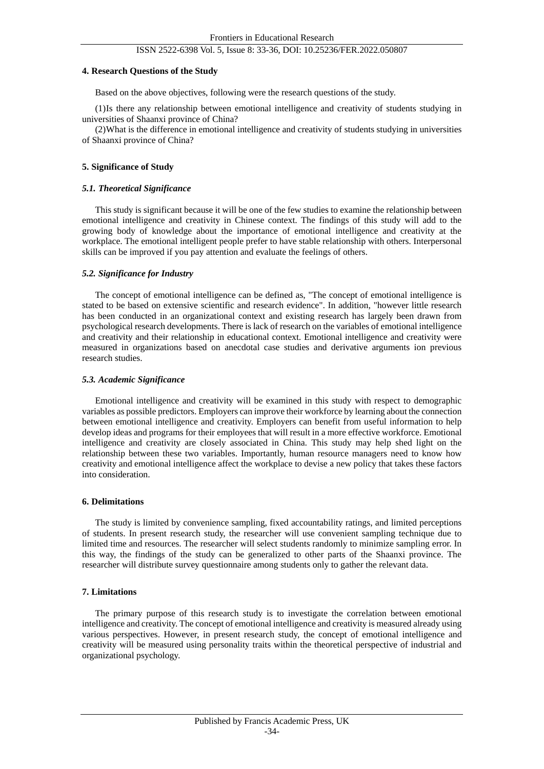## 4. Research Questions of the Study

Based on the above objectives, following were the research questions of the study.

(1)Is there any relationship between emotional intelligence and creativity of students studying in universities of Shaanxi province of China?

(2)What is the difference in emotional intelligence and creativity of students studying in universities of Shaanxi province of China?

## 5. Significance of Study

### *5.1. Theoretical Significance*

This study is significant because it will be one of the few studies to examine the relationship between emotional intelligence and creativity in Chinese context. The findings of this study will add to the growing body of knowledge about the importance of emotional intelligence and creativity at the workplace. The emotional intelligent people prefer to have stable relationship with others. Interpersonal skills can be improved if you pay attention and evaluate the feelings of others.

### *5.2. Significance for Industry*

The concept of emotional intelligence can be defined as, "The concept of emotional intelligence is stated to be based on extensive scientific and research evidence". In addition, "however little research has been conducted in an organizational context and existing research has largely been drawn from psychological research developments. There is lack of research on the variables of emotional intelligence and creativity and their relationship in educational context. Emotional intelligence and creativity were measured in organizations based on anecdotal case studies and derivative arguments ion previous research studies.

### *5.3. Academic Significance*

Emotional intelligence and creativity will be examined in this study with respect to demographic variables as possible predictors. Employers can improve their workforce by learning about the connection between emotional intelligence and creativity. Employers can benefit from useful information to help develop ideas and programs for their employees that will result in a more effective workforce. Emotional intelligence and creativity are closely associated in China. This study may help shed light on the relationship between these two variables. Importantly, human resource managers need to know how creativity and emotional intelligence affect the workplace to devise a new policy that takes these factors into consideration.

## 6. Delimitations

The study is limited by convenience sampling, fixed accountability ratings, and limited perceptions of students. In present research study, the researcher will use convenient sampling technique due to limited time and resources. The researcher will select students randomly to minimize sampling error. In this way, the findings of the study can be generalized to other parts of the Shaanxi province. The researcher will distribute survey questionnaire among students only to gather the relevant data.

## 7. Limitations

The primary purpose of this research study is to investigate the correlation between emotional intelligence and creativity. The concept of emotional intelligence and creativity is measured already using various perspectives. However, in present research study, the concept of emotional intelligence and creativity will be measured using personality traits within the theoretical perspective of industrial and organizational psychology.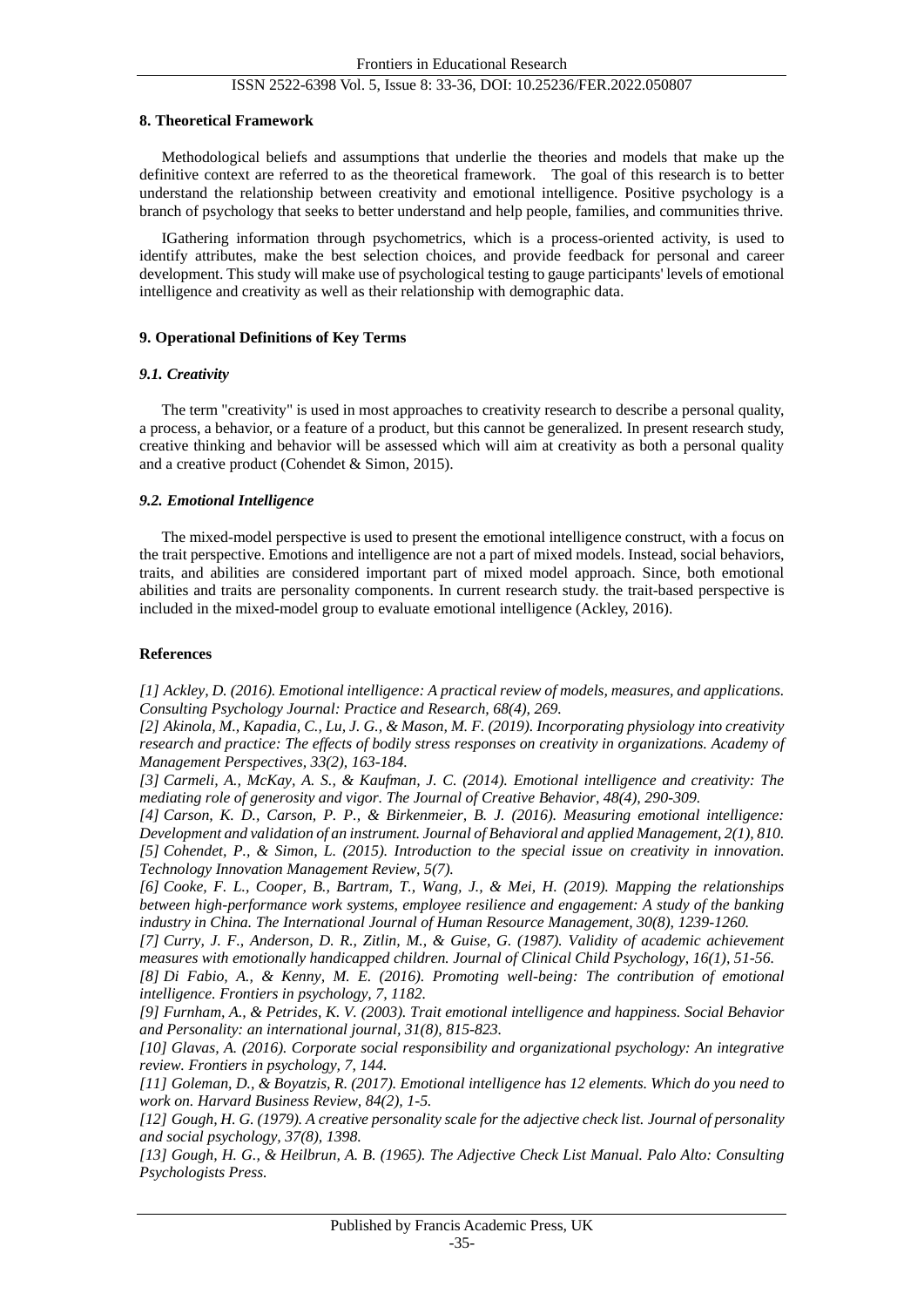## 8. Theoretical Framework

Methodological beliefs and assumptions that underlie the theories and models that make up the definitive context are referred to as the theoretical framework. The goal of this research is to better understand the relationship between creativity and emotional intelligence. Positive psychology is a branch of psychology that seeks to better understand and help people, families, and communities thrive.

IGathering information through psychometrics, which is a process-oriented activity, is used to identify attributes, make the best selection choices, and provide feedback for personal and career development. This study will make use of psychological testing to gauge participants' levels of emotional intelligence and creativity as well as their relationship with demographic data.

## 9. Operational Definitions of Key Terms

### *9.1. Creativity*

The term "creativity" is used in most approaches to creativity research to describe a personal quality, a process, a behavior, or a feature of a product, but this cannot be generalized. In present research study, creative thinking and behavior will be assessed which will aim at creativity as both a personal quality and a creative product (Cohendet & Simon, 2015).

### *9.2. Emotional Intelligence*

The mixed-model perspective is used to present the emotional intelligence construct, with a focus on the trait perspective. Emotions and intelligence are not a part of mixed models. Instead, social behaviors, traits, and abilities are considered important part of mixed model approach. Since, both emotional abilities and traits are personality components. In current research study. the trait-based perspective is included in the mixed-model group to evaluate emotional intelligence (Ackley, 2016).

## References

*[1] Ackley, D. (2016). Emotional intelligence: A practical review of models, measures, and applications. Consulting Psychology Journal: Practice and Research, 68(4), 269.*

*[2] Akinola, M., Kapadia, C., Lu, J. G., & Mason, M. F. (2019). Incorporating physiology into creativity research and practice: The effects of bodily stress responses on creativity in organizations. Academy of Management Perspectives, 33(2), 163-184.*

*[3] Carmeli, A., McKay, A. S., & Kaufman, J. C. (2014). Emotional intelligence and creativity: The mediating role of generosity and vigor. The Journal of Creative Behavior, 48(4), 290-309.*

*[4] Carson, K. D., Carson, P. P., & Birkenmeier, B. J. (2016). Measuring emotional intelligence: Development and validation of an instrument. Journal of Behavioral and applied Management, 2(1), 810.*

*[5] Cohendet, P., & Simon, L. (2015). Introduction to the special issue on creativity in innovation. Technology Innovation Management Review, 5(7).*

*[6] Cooke, F. L., Cooper, B., Bartram, T., Wang, J., & Mei, H. (2019). Mapping the relationships between high-performance work systems, employee resilience and engagement: A study of the banking industry in China. The International Journal of Human Resource Management, 30(8), 1239-1260.*

*[7] Curry, J. F., Anderson, D. R., Zitlin, M., & Guise, G. (1987). Validity of academic achievement measures with emotionally handicapped children. Journal of Clinical Child Psychology, 16(1), 51-56.*

*[8] Di Fabio, A., & Kenny, M. E. (2016). Promoting well-being: The contribution of emotional intelligence. Frontiers in psychology, 7, 1182.*

*[9] Furnham, A., & Petrides, K. V. (2003). Trait emotional intelligence and happiness. Social Behavior and Personality: an international journal, 31(8), 815-823.*

*[10] Glavas, A. (2016). Corporate social responsibility and organizational psychology: An integrative review. Frontiers in psychology, 7, 144.*

*[11] Goleman, D., & Boyatzis, R. (2017). Emotional intelligence has 12 elements. Which do you need to work on. Harvard Business Review, 84(2), 1-5.*

*[12] Gough, H. G. (1979). A creative personality scale for the adjective check list. Journal of personality and social psychology, 37(8), 1398.*

*[13] Gough, H. G., & Heilbrun, A. B. (1965). The Adjective Check List Manual. Palo Alto: Consulting Psychologists Press.*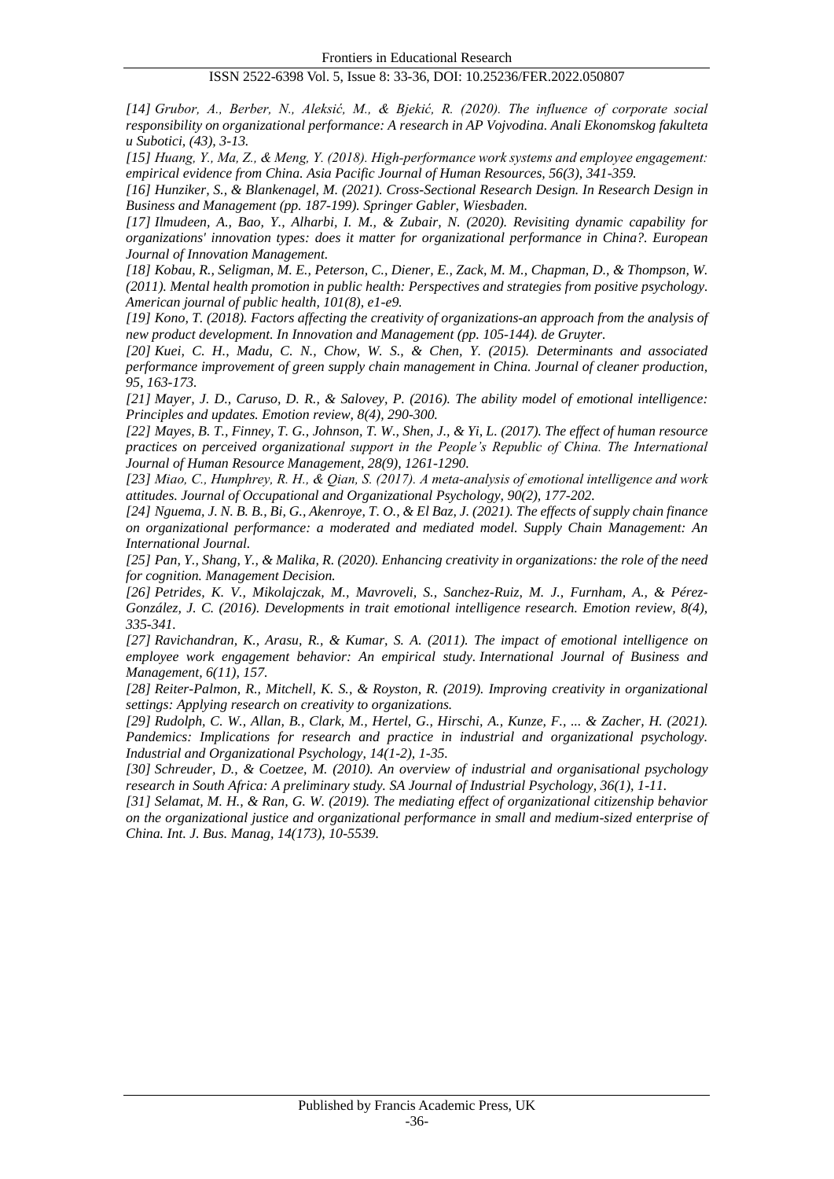*[14] Grubor, A., Berber, N., Aleksić, M., & Bjekić, R. (2020). The influence of corporate social responsibility on organizational performance: A research in AP Vojvodina. Anali Ekonomskog fakulteta u Subotici, (43), 3-13.*

*[15] Huang, Y., Ma, Z., & Meng, Y. (2018). High-performance work systems and employee engagement: empirical evidence from China. Asia Pacific Journal of Human Resources, 56(3), 341-359.*

*[16] Hunziker, S., & Blankenagel, M. (2021). Cross-Sectional Research Design. In Research Design in Business and Management (pp. 187-199). Springer Gabler, Wiesbaden.*

*[17] Ilmudeen, A., Bao, Y., Alharbi, I. M., & Zubair, N. (2020). Revisiting dynamic capability for organizations' innovation types: does it matter for organizational performance in China?. European Journal of Innovation Management.*

*[18] Kobau, R., Seligman, M. E., Peterson, C., Diener, E., Zack, M. M., Chapman, D., & Thompson, W. (2011). Mental health promotion in public health: Perspectives and strategies from positive psychology. American journal of public health, 101(8), e1-e9.*

*[19] Kono, T. (2018). Factors affecting the creativity of organizations-an approach from the analysis of new product development. In Innovation and Management (pp. 105-144). de Gruyter.*

*[20] Kuei, C. H., Madu, C. N., Chow, W. S., & Chen, Y. (2015). Determinants and associated performance improvement of green supply chain management in China. Journal of cleaner production, 95, 163-173.*

*[21] Mayer, J. D., Caruso, D. R., & Salovey, P. (2016). The ability model of emotional intelligence: Principles and updates. Emotion review, 8(4), 290-300.*

*[22] Mayes, B. T., Finney, T. G., Johnson, T. W., Shen, J., & Yi, L. (2017). The effect of human resource practices on perceived organizational support in the People's Republic of China. The International Journal of Human Resource Management, 28(9), 1261-1290.*

*[23] Miao, C., Humphrey, R. H., & Qian, S. (2017). A meta-analysis of emotional intelligence and work attitudes. Journal of Occupational and Organizational Psychology, 90(2), 177-202.*

*[24] Nguema, J. N. B. B., Bi, G., Akenroye, T. O., & El Baz, J. (2021). The effects of supply chain finance on organizational performance: a moderated and mediated model. Supply Chain Management: An International Journal.*

*[25] Pan, Y., Shang, Y., & Malika, R. (2020). Enhancing creativity in organizations: the role of the need for cognition. Management Decision.*

*[26] Petrides, K. V., Mikolajczak, M., Mavroveli, S., Sanchez-Ruiz, M. J., Furnham, A., & Pérez-González, J. C. (2016). Developments in trait emotional intelligence research. Emotion review, 8(4), 335-341.*

*[27] Ravichandran, K., Arasu, R., & Kumar, S. A. (2011). The impact of emotional intelligence on employee work engagement behavior: An empirical study. International Journal of Business and Management, 6(11), 157.*

*[28] Reiter-Palmon, R., Mitchell, K. S., & Royston, R. (2019). Improving creativity in organizational settings: Applying research on creativity to organizations.*

*[29] Rudolph, C. W., Allan, B., Clark, M., Hertel, G., Hirschi, A., Kunze, F., ... & Zacher, H. (2021). Pandemics: Implications for research and practice in industrial and organizational psychology. Industrial and Organizational Psychology, 14(1-2), 1-35.*

*[30] Schreuder, D., & Coetzee, M. (2010). An overview of industrial and organisational psychology research in South Africa: A preliminary study. SA Journal of Industrial Psychology, 36(1), 1-11.*

*[31] Selamat, M. H., & Ran, G. W. (2019). The mediating effect of organizational citizenship behavior on the organizational justice and organizational performance in small and medium-sized enterprise of China. Int. J. Bus. Manag, 14(173), 10-5539.*